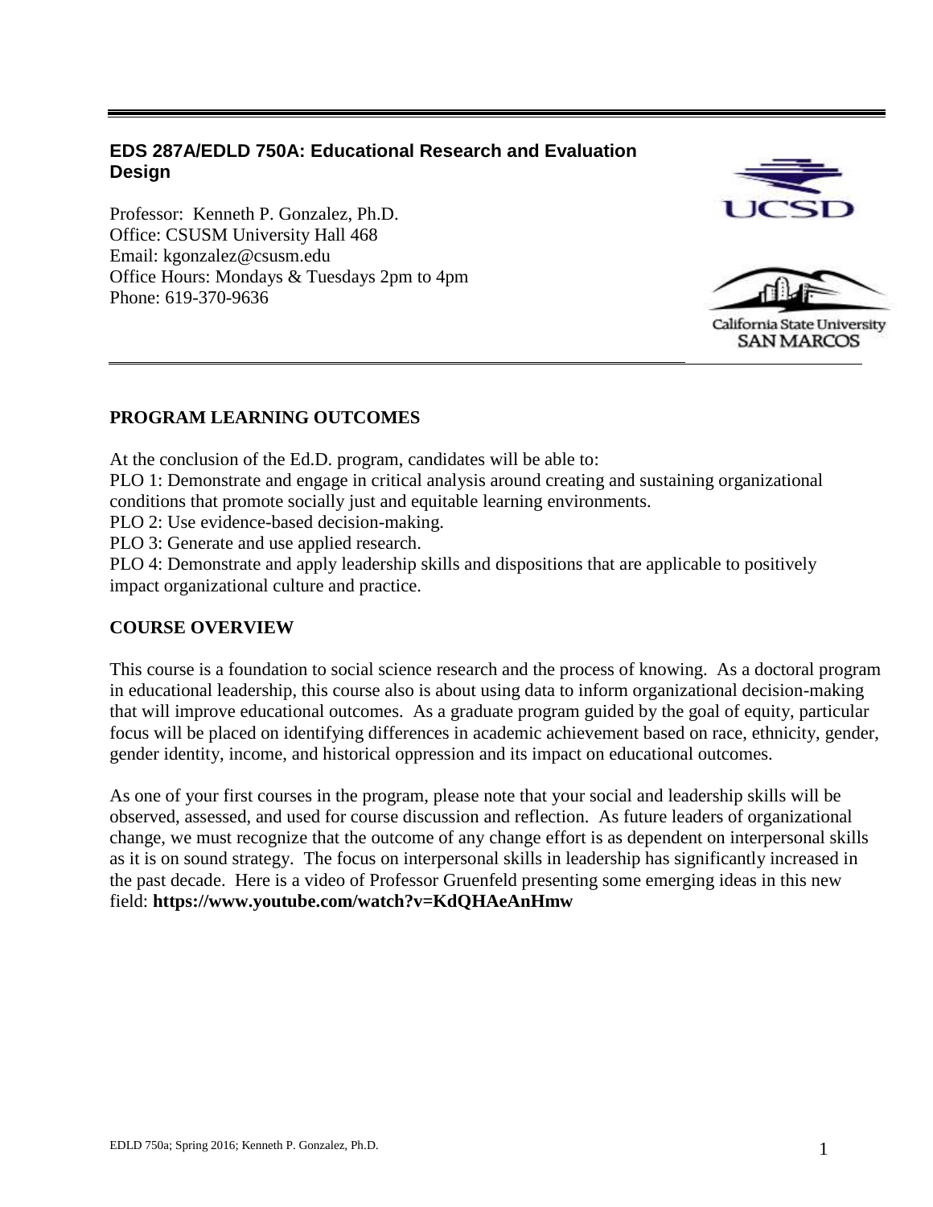## EDS 287A/EDLD 750A: Educational Research and Evaluation Design

Professor: Kenneth P. Gonzalez, Ph.D.
Office: CSUSM University Hall 468
Email: kgonzalez@csusm.edu
Office Hours: Mondays & Tuesdays 2pm to 4pm
Phone: 619-370-9636

UCSD

California State University SAN MARCOS

### PROGRAM LEARNING OUTCOMES

At the conclusion of the Ed.D. program, candidates will be able to:
PLO 1: Demonstrate and engage in critical analysis around creating and sustaining organizational conditions that promote socially just and equitable learning environments.
PLO 2: Use evidence-based decision-making.
PLO 3: Generate and use applied research.
PLO 4: Demonstrate and apply leadership skills and dispositions that are applicable to positively impact organizational culture and practice.

### COURSE OVERVIEW

This course is a foundation to social science research and the process of knowing. As a doctoral program in educational leadership, this course also is about using data to inform organizational decision-making that will improve educational outcomes. As a graduate program guided by the goal of equity, particular focus will be placed on identifying differences in academic achievement based on race, ethnicity, gender, gender identity, income, and historical oppression and its impact on educational outcomes.

As one of your first courses in the program, please note that your social and leadership skills will be observed, assessed, and used for course discussion and reflection. As future leaders of organizational change, we must recognize that the outcome of any change effort is as dependent on interpersonal skills as it is on sound strategy. The focus on interpersonal skills in leadership has significantly increased in the past decade. Here is a video of Professor Gruenfeld presenting some emerging ideas in this new field: **https://www.youtube.com/watch?v=KdQHAeAnHmw**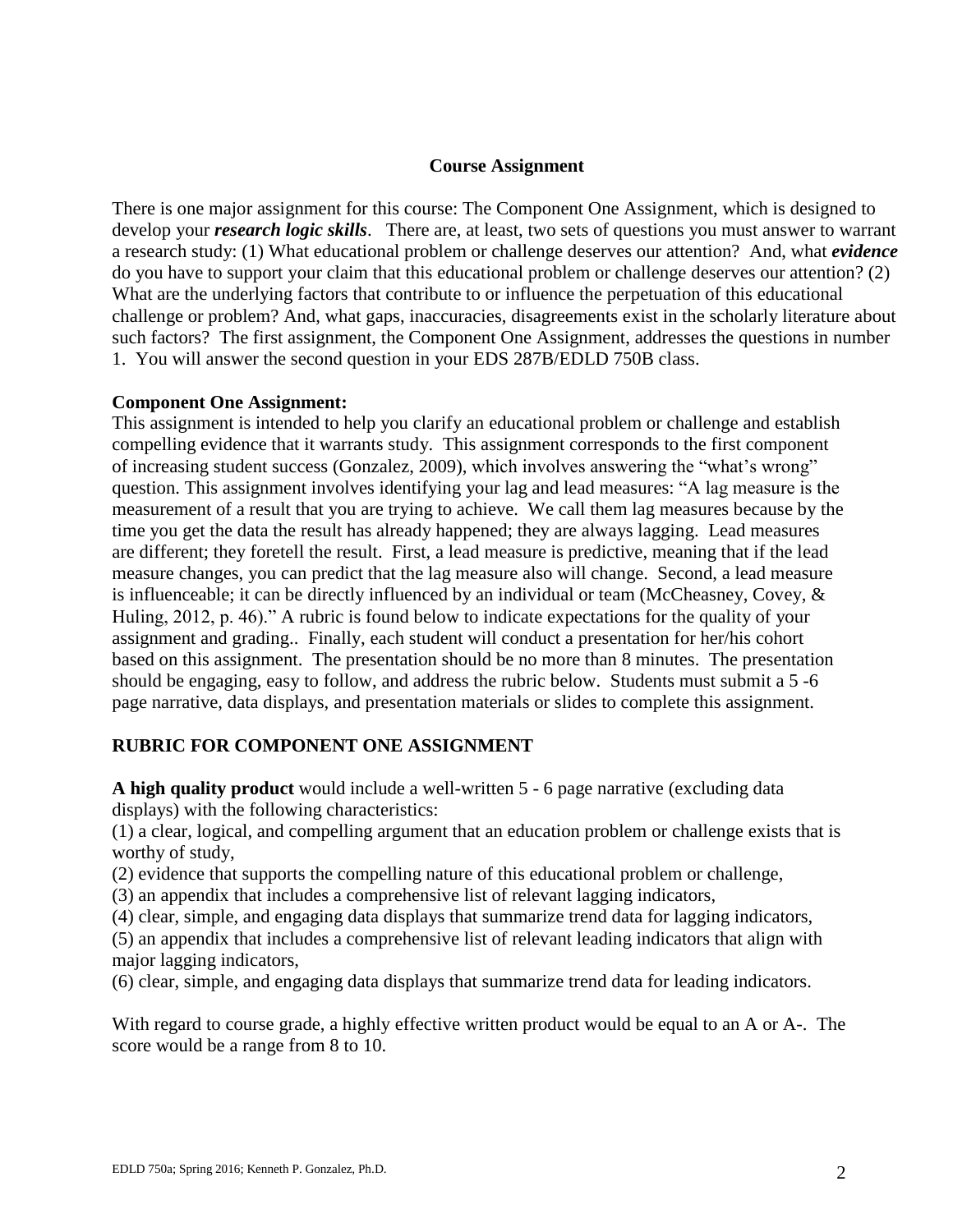## Course Assignment

There is one major assignment for this course: The Component One Assignment, which is designed to develop your ***research logic skills***. There are, at least, two sets of questions you must answer to warrant a research study: (1) What educational problem or challenge deserves our attention? And, what ***evidence*** do you have to support your claim that this educational problem or challenge deserves our attention? (2) What are the underlying factors that contribute to or influence the perpetuation of this educational challenge or problem? And, what gaps, inaccuracies, disagreements exist in the scholarly literature about such factors? The first assignment, the Component One Assignment, addresses the questions in number 1. You will answer the second question in your EDS 287B/EDLD 750B class.

**Component One Assignment:**

This assignment is intended to help you clarify an educational problem or challenge and establish compelling evidence that it warrants study. This assignment corresponds to the first component of increasing student success (Gonzalez, 2009), which involves answering the "what's wrong" question. This assignment involves identifying your lag and lead measures: "A lag measure is the measurement of a result that you are trying to achieve. We call them lag measures because by the time you get the data the result has already happened; they are always lagging. Lead measures are different; they foretell the result. First, a lead measure is predictive, meaning that if the lead measure changes, you can predict that the lag measure also will change. Second, a lead measure is influenceable; it can be directly influenced by an individual or team (McCheasney, Covey, & Huling, 2012, p. 46)." A rubric is found below to indicate expectations for the quality of your assignment and grading.. Finally, each student will conduct a presentation for her/his cohort based on this assignment. The presentation should be no more than 8 minutes. The presentation should be engaging, easy to follow, and address the rubric below. Students must submit a 5 -6 page narrative, data displays, and presentation materials or slides to complete this assignment.

## RUBRIC FOR COMPONENT ONE ASSIGNMENT

**A high quality product** would include a well-written 5 - 6 page narrative (excluding data displays) with the following characteristics:

(1) a clear, logical, and compelling argument that an education problem or challenge exists that is worthy of study,
(2) evidence that supports the compelling nature of this educational problem or challenge,
(3) an appendix that includes a comprehensive list of relevant lagging indicators,
(4) clear, simple, and engaging data displays that summarize trend data for lagging indicators,
(5) an appendix that includes a comprehensive list of relevant leading indicators that align with major lagging indicators,
(6) clear, simple, and engaging data displays that summarize trend data for leading indicators.

With regard to course grade, a highly effective written product would be equal to an A or A-. The score would be a range from 8 to 10.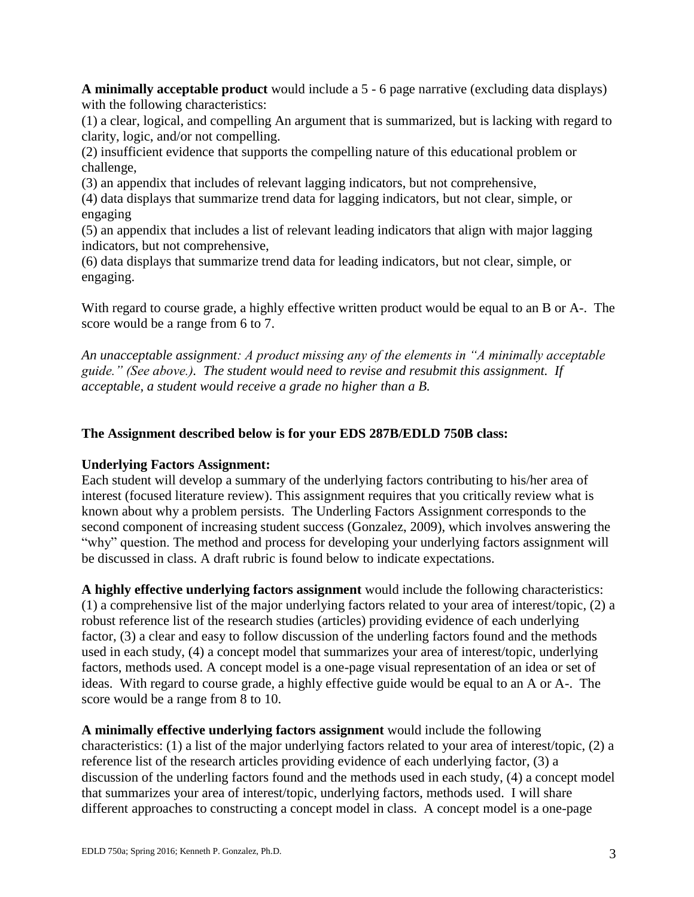**A minimally acceptable product** would include a 5 - 6 page narrative (excluding data displays) with the following characteristics:
(1) a clear, logical, and compelling An argument that is summarized, but is lacking with regard to clarity, logic, and/or not compelling.
(2) insufficient evidence that supports the compelling nature of this educational problem or challenge,
(3) an appendix that includes of relevant lagging indicators, but not comprehensive,
(4) data displays that summarize trend data for lagging indicators, but not clear, simple, or engaging
(5) an appendix that includes a list of relevant leading indicators that align with major lagging indicators, but not comprehensive,
(6) data displays that summarize trend data for leading indicators, but not clear, simple, or engaging.

With regard to course grade, a highly effective written product would be equal to an B or A-. The score would be a range from 6 to 7.

*An unacceptable assignment: A product missing any of the elements in "A minimally acceptable guide." (See above.). The student would need to revise and resubmit this assignment. If acceptable, a student would receive a grade no higher than a B.*

**The Assignment described below is for your EDS 287B/EDLD 750B class:**

**Underlying Factors Assignment:**
Each student will develop a summary of the underlying factors contributing to his/her area of interest (focused literature review). This assignment requires that you critically review what is known about why a problem persists. The Underling Factors Assignment corresponds to the second component of increasing student success (Gonzalez, 2009), which involves answering the "why" question. The method and process for developing your underlying factors assignment will be discussed in class. A draft rubric is found below to indicate expectations.

**A highly effective underlying factors assignment** would include the following characteristics: (1) a comprehensive list of the major underlying factors related to your area of interest/topic, (2) a robust reference list of the research studies (articles) providing evidence of each underlying factor, (3) a clear and easy to follow discussion of the underling factors found and the methods used in each study, (4) a concept model that summarizes your area of interest/topic, underlying factors, methods used. A concept model is a one-page visual representation of an idea or set of ideas. With regard to course grade, a highly effective guide would be equal to an A or A-. The score would be a range from 8 to 10.

**A minimally effective underlying factors assignment** would include the following characteristics: (1) a list of the major underlying factors related to your area of interest/topic, (2) a reference list of the research articles providing evidence of each underlying factor, (3) a discussion of the underling factors found and the methods used in each study, (4) a concept model that summarizes your area of interest/topic, underlying factors, methods used. I will share different approaches to constructing a concept model in class. A concept model is a one-page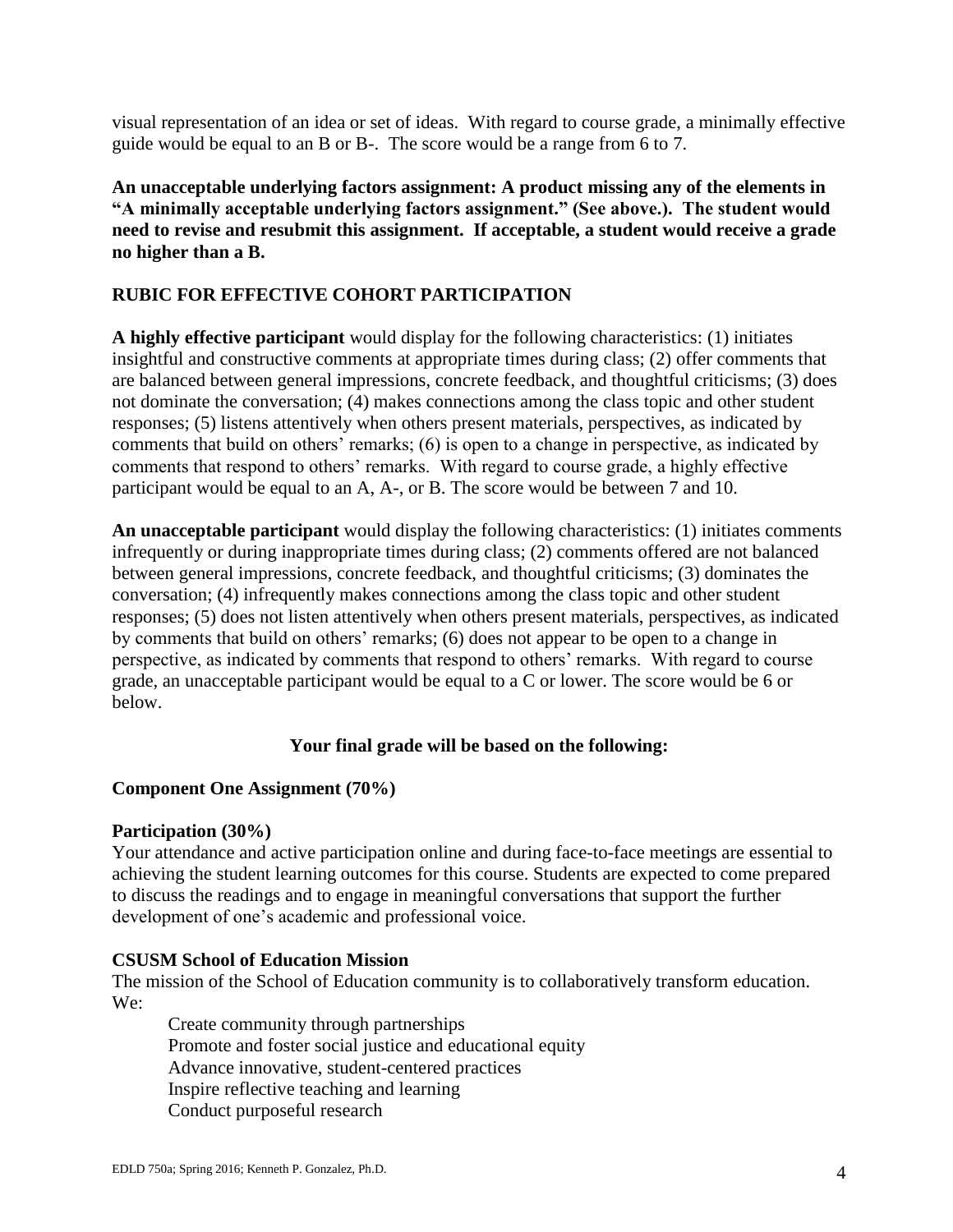visual representation of an idea or set of ideas. With regard to course grade, a minimally effective guide would be equal to an B or B-. The score would be a range from 6 to 7.

**An unacceptable underlying factors assignment: A product missing any of the elements in "A minimally acceptable underlying factors assignment." (See above.). The student would need to revise and resubmit this assignment. If acceptable, a student would receive a grade no higher than a B.**

## RUBIC FOR EFFECTIVE COHORT PARTICIPATION

**A highly effective participant** would display for the following characteristics: (1) initiates insightful and constructive comments at appropriate times during class; (2) offer comments that are balanced between general impressions, concrete feedback, and thoughtful criticisms; (3) does not dominate the conversation; (4) makes connections among the class topic and other student responses; (5) listens attentively when others present materials, perspectives, as indicated by comments that build on others' remarks; (6) is open to a change in perspective, as indicated by comments that respond to others' remarks. With regard to course grade, a highly effective participant would be equal to an A, A-, or B. The score would be between 7 and 10.

**An unacceptable participant** would display the following characteristics: (1) initiates comments infrequently or during inappropriate times during class; (2) comments offered are not balanced between general impressions, concrete feedback, and thoughtful criticisms; (3) dominates the conversation; (4) infrequently makes connections among the class topic and other student responses; (5) does not listen attentively when others present materials, perspectives, as indicated by comments that build on others' remarks; (6) does not appear to be open to a change in perspective, as indicated by comments that respond to others' remarks. With regard to course grade, an unacceptable participant would be equal to a C or lower. The score would be 6 or below.

**Your final grade will be based on the following:**

**Component One Assignment (70%)**

**Participation (30%)**
Your attendance and active participation online and during face-to-face meetings are essential to achieving the student learning outcomes for this course. Students are expected to come prepared to discuss the readings and to engage in meaningful conversations that support the further development of one's academic and professional voice.

**CSUSM School of Education Mission**
The mission of the School of Education community is to collaboratively transform education. We:

Create community through partnerships
Promote and foster social justice and educational equity
Advance innovative, student-centered practices
Inspire reflective teaching and learning
Conduct purposeful research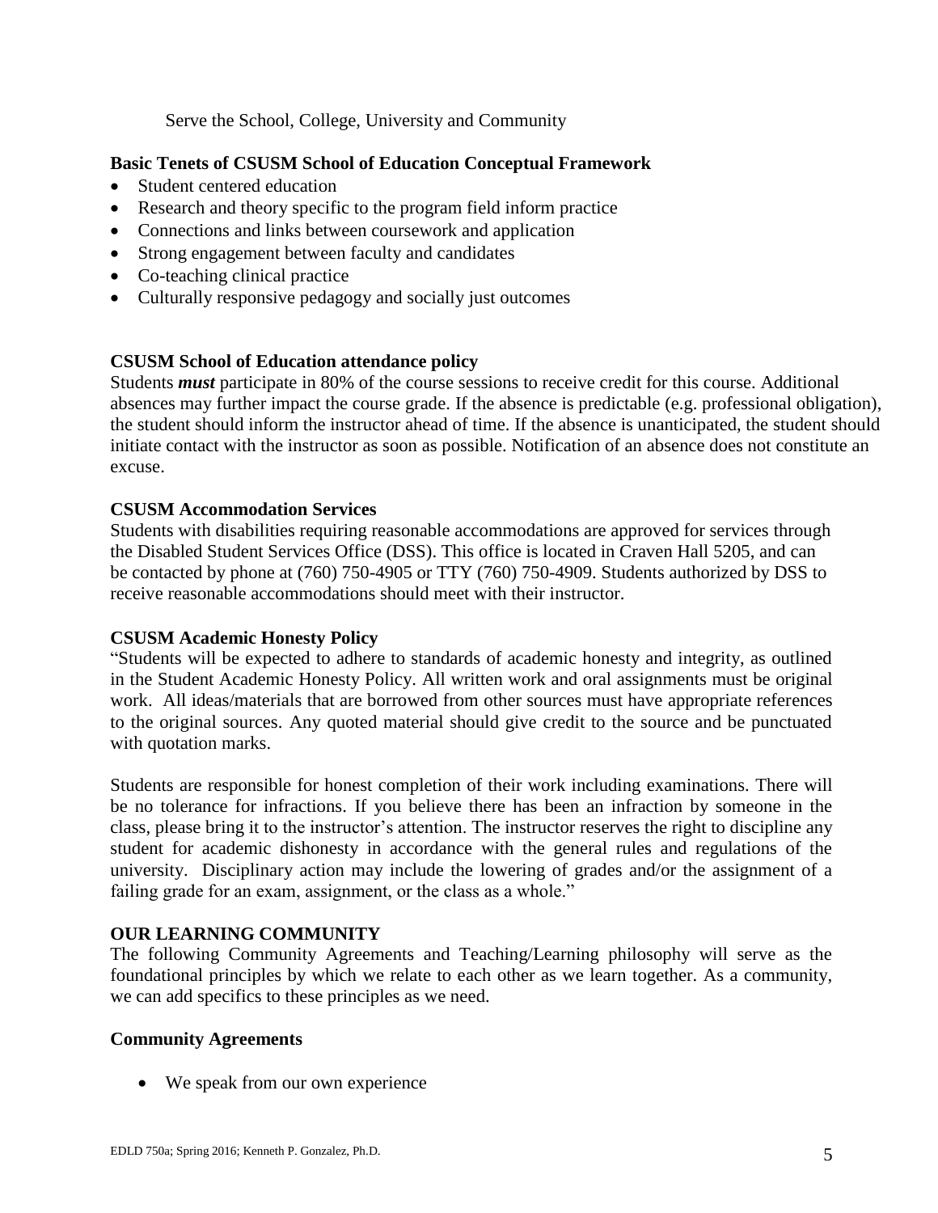Serve the School, College, University and Community

**Basic Tenets of CSUSM School of Education Conceptual Framework**

- Student centered education
- Research and theory specific to the program field inform practice
- Connections and links between coursework and application
- Strong engagement between faculty and candidates
- Co-teaching clinical practice
- Culturally responsive pedagogy and socially just outcomes

**CSUSM School of Education attendance policy**

Students ***must*** participate in 80% of the course sessions to receive credit for this course. Additional absences may further impact the course grade. If the absence is predictable (e.g. professional obligation), the student should inform the instructor ahead of time. If the absence is unanticipated, the student should initiate contact with the instructor as soon as possible. Notification of an absence does not constitute an excuse.

**CSUSM Accommodation Services**

Students with disabilities requiring reasonable accommodations are approved for services through the Disabled Student Services Office (DSS). This office is located in Craven Hall 5205, and can be contacted by phone at (760) 750-4905 or TTY (760) 750-4909. Students authorized by DSS to receive reasonable accommodations should meet with their instructor.

**CSUSM Academic Honesty Policy**

"Students will be expected to adhere to standards of academic honesty and integrity, as outlined in the Student Academic Honesty Policy. All written work and oral assignments must be original work. All ideas/materials that are borrowed from other sources must have appropriate references to the original sources. Any quoted material should give credit to the source and be punctuated with quotation marks.

Students are responsible for honest completion of their work including examinations. There will be no tolerance for infractions. If you believe there has been an infraction by someone in the class, please bring it to the instructor's attention. The instructor reserves the right to discipline any student for academic dishonesty in accordance with the general rules and regulations of the university. Disciplinary action may include the lowering of grades and/or the assignment of a failing grade for an exam, assignment, or the class as a whole."

**OUR LEARNING COMMUNITY**

The following Community Agreements and Teaching/Learning philosophy will serve as the foundational principles by which we relate to each other as we learn together. As a community, we can add specifics to these principles as we need.

**Community Agreements**

- We speak from our own experience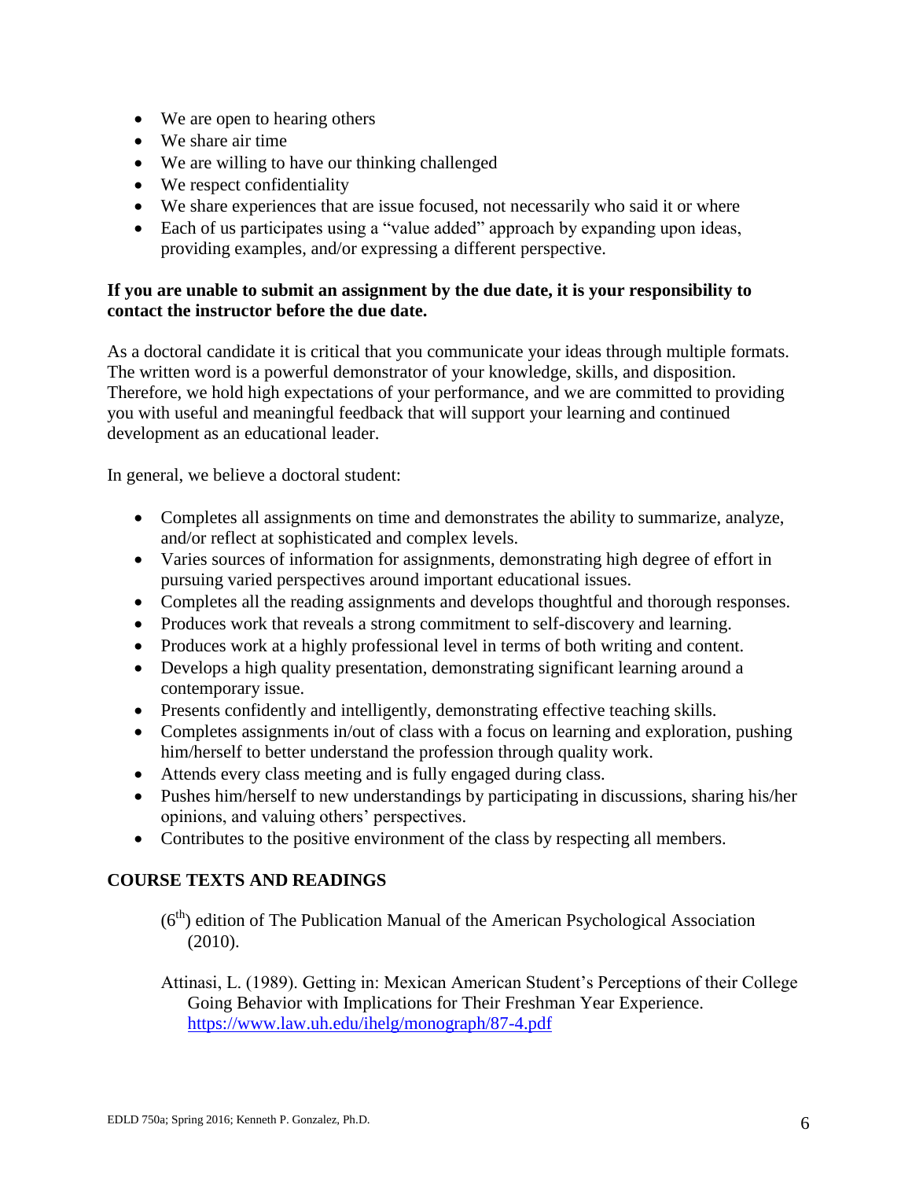- We are open to hearing others
- We share air time
- We are willing to have our thinking challenged
- We respect confidentiality
- We share experiences that are issue focused, not necessarily who said it or where
- Each of us participates using a "value added" approach by expanding upon ideas, providing examples, and/or expressing a different perspective.

**If you are unable to submit an assignment by the due date, it is your responsibility to contact the instructor before the due date.**

As a doctoral candidate it is critical that you communicate your ideas through multiple formats. The written word is a powerful demonstrator of your knowledge, skills, and disposition. Therefore, we hold high expectations of your performance, and we are committed to providing you with useful and meaningful feedback that will support your learning and continued development as an educational leader.

In general, we believe a doctoral student:

- Completes all assignments on time and demonstrates the ability to summarize, analyze, and/or reflect at sophisticated and complex levels.
- Varies sources of information for assignments, demonstrating high degree of effort in pursuing varied perspectives around important educational issues.
- Completes all the reading assignments and develops thoughtful and thorough responses.
- Produces work that reveals a strong commitment to self-discovery and learning.
- Produces work at a highly professional level in terms of both writing and content.
- Develops a high quality presentation, demonstrating significant learning around a contemporary issue.
- Presents confidently and intelligently, demonstrating effective teaching skills.
- Completes assignments in/out of class with a focus on learning and exploration, pushing him/herself to better understand the profession through quality work.
- Attends every class meeting and is fully engaged during class.
- Pushes him/herself to new understandings by participating in discussions, sharing his/her opinions, and valuing others' perspectives.
- Contributes to the positive environment of the class by respecting all members.

## COURSE TEXTS AND READINGS

(6th) edition of The Publication Manual of the American Psychological Association (2010).

Attinasi, L. (1989). Getting in: Mexican American Student's Perceptions of their College Going Behavior with Implications for Their Freshman Year Experience. https://www.law.uh.edu/ihelg/monograph/87-4.pdf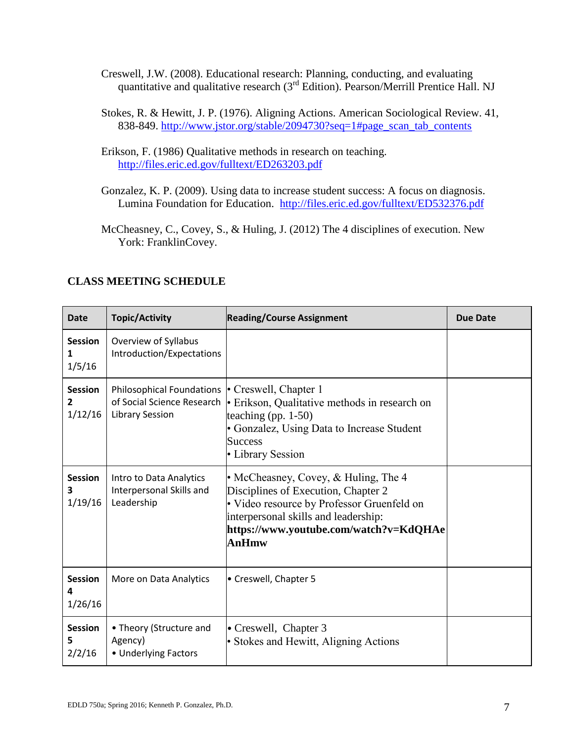Creswell, J.W. (2008). Educational research: Planning, conducting, and evaluating quantitative and qualitative research (3rd Edition). Pearson/Merrill Prentice Hall. NJ

Stokes, R. & Hewitt, J. P. (1976). Aligning Actions. American Sociological Review. 41, 838-849. http://www.jstor.org/stable/2094730?seq=1#page_scan_tab_contents

Erikson, F. (1986) Qualitative methods in research on teaching. http://files.eric.ed.gov/fulltext/ED263203.pdf

Gonzalez, K. P. (2009). Using data to increase student success: A focus on diagnosis. Lumina Foundation for Education. http://files.eric.ed.gov/fulltext/ED532376.pdf

McCheasney, C., Covey, S., & Huling, J. (2012) The 4 disciplines of execution. New York: FranklinCovey.

## CLASS MEETING SCHEDULE

| Date | Topic/Activity | Reading/Course Assignment | Due Date |
|---|---|---|---|
| **Session 1** 1/5/16 | Overview of Syllabus Introduction/Expectations | | |
| **Session 2** 1/12/16 | Philosophical Foundations of Social Science Research Library Session | • Creswell, Chapter 1<br>• Erikson, Qualitative methods in research on teaching (pp. 1-50)<br>• Gonzalez, Using Data to Increase Student Success<br>• Library Session | |
| **Session 3** 1/19/16 | Intro to Data Analytics Interpersonal Skills and Leadership | • McCheasney, Covey, & Huling, The 4 Disciplines of Execution, Chapter 2<br>• Video resource by Professor Gruenfeld on interpersonal skills and leadership: **https://www.youtube.com/watch?v=KdQHAeAnHmw** | |
| **Session 4** 1/26/16 | More on Data Analytics | • Creswell, Chapter 5 | |
| **Session 5** 2/2/16 | • Theory (Structure and Agency)<br>• Underlying Factors | • Creswell, Chapter 3<br>• Stokes and Hewitt, Aligning Actions | |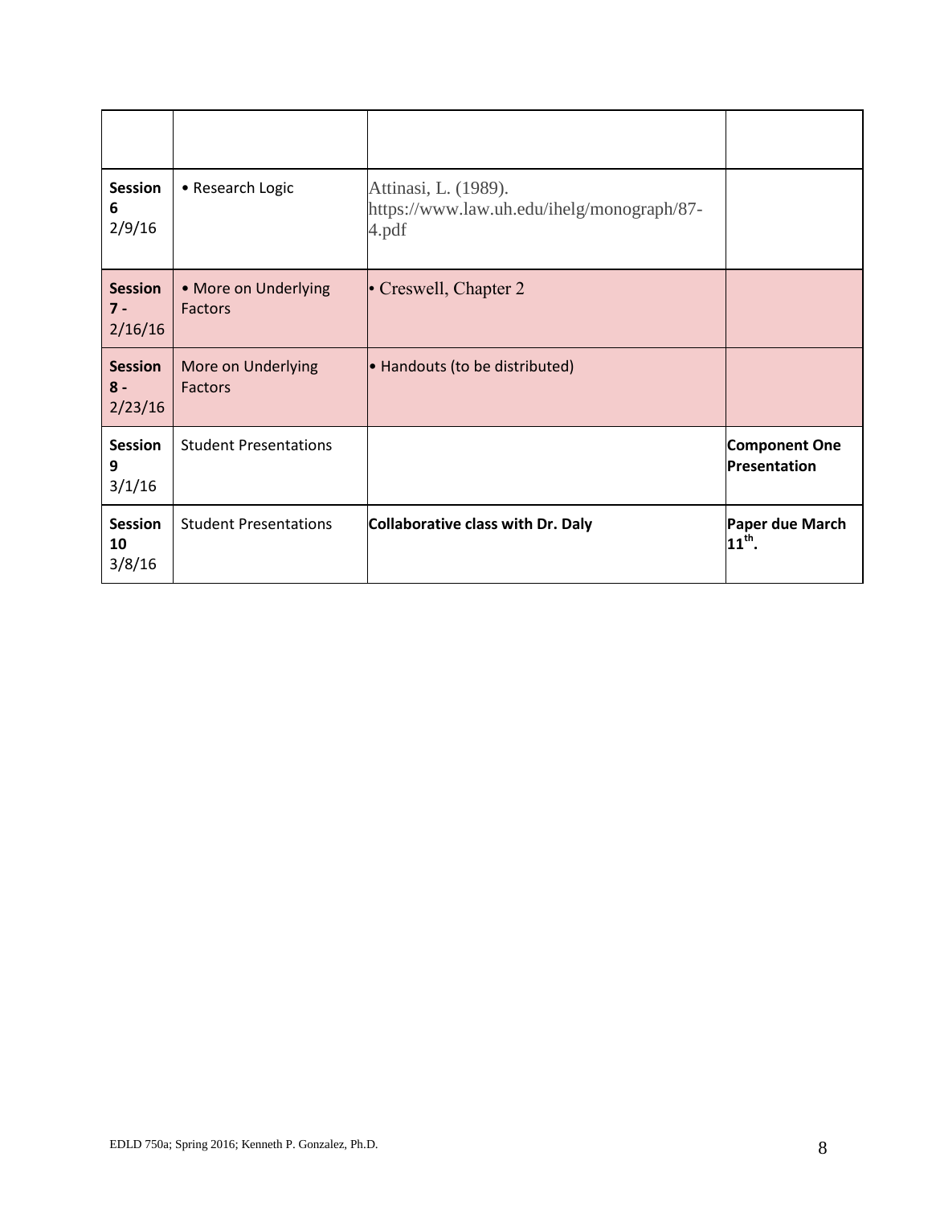| | | | |
|---|---|---|---|
| | | | |
| **Session 6** 2/9/16 | • Research Logic | Attinasi, L. (1989). https://www.law.uh.edu/ihelg/monograph/87-4.pdf | |
| **Session 7 -** 2/16/16 | • More on Underlying Factors | • Creswell, Chapter 2 | |
| **Session 8 -** 2/23/16 | More on Underlying Factors | • Handouts (to be distributed) | |
| **Session 9** 3/1/16 | Student Presentations | | **Component One Presentation** |
| **Session 10** 3/8/16 | Student Presentations | **Collaborative class with Dr. Daly** | **Paper due March 11th.** |